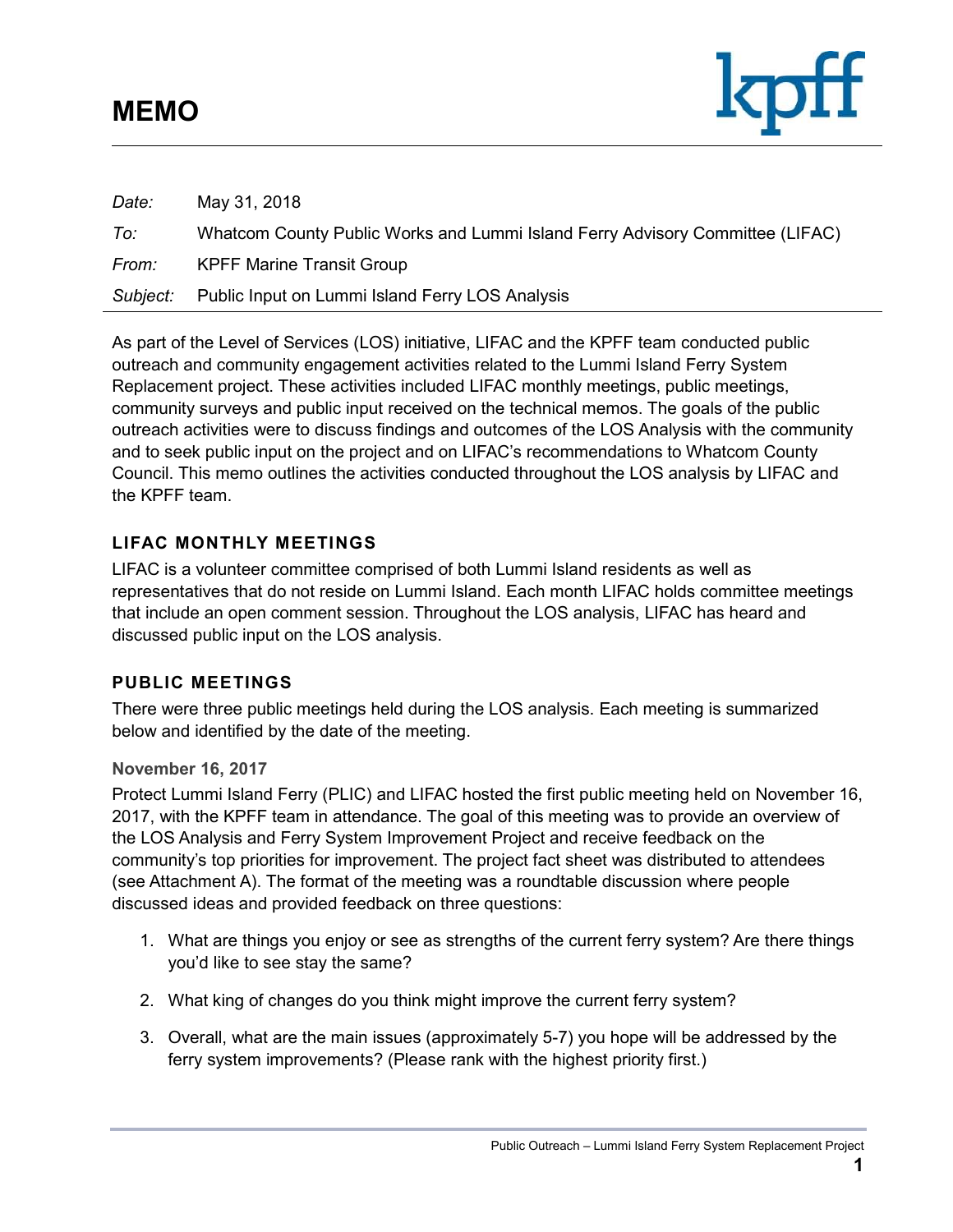# MEMO

kpff

*Date:* May 31, 2018

*To:* Whatcom County Public Works and Lummi Island Ferry Advisory Committee (LIFAC)

*From:* KPFF Marine Transit Group

*Subject:* Public Input on Lummi Island Ferry LOS Analysis

As part of the Level of Services (LOS) initiative, LIFAC and the KPFF team conducted public outreach and community engagement activities related to the Lummi Island Ferry System Replacement project. These activities included LIFAC monthly meetings, public meetings, community surveys and public input received on the technical memos. The goals of the public outreach activities were to discuss findings and outcomes of the LOS Analysis with the community and to seek public input on the project and on LIFAC's recommendations to Whatcom County Council. This memo outlines the activities conducted throughout the LOS analysis by LIFAC and the KPFF team.

## LIFAC MONTHLY MEETINGS

LIFAC is a volunteer committee comprised of both Lummi Island residents as well as representatives that do not reside on Lummi Island. Each month LIFAC holds committee meetings that include an open comment session. Throughout the LOS analysis, LIFAC has heard and discussed public input on the LOS analysis.

## PUBLIC MEETINGS

There were three public meetings held during the LOS analysis. Each meeting is summarized below and identified by the date of the meeting.

### November 16, 2017

Protect Lummi Island Ferry (PLIC) and LIFAC hosted the first public meeting held on November 16, 2017, with the KPFF team in attendance. The goal of this meeting was to provide an overview of the LOS Analysis and Ferry System Improvement Project and receive feedback on the community's top priorities for improvement. The project fact sheet was distributed to attendees (see Attachment A). The format of the meeting was a roundtable discussion where people discussed ideas and provided feedback on three questions:

1. What are things you enjoy or see as strengths of the current ferry system? Are there things you'd like to see stay the same?
2. What king of changes do you think might improve the current ferry system?
3. Overall, what are the main issues (approximately 5-7) you hope will be addressed by the ferry system improvements? (Please rank with the highest priority first.)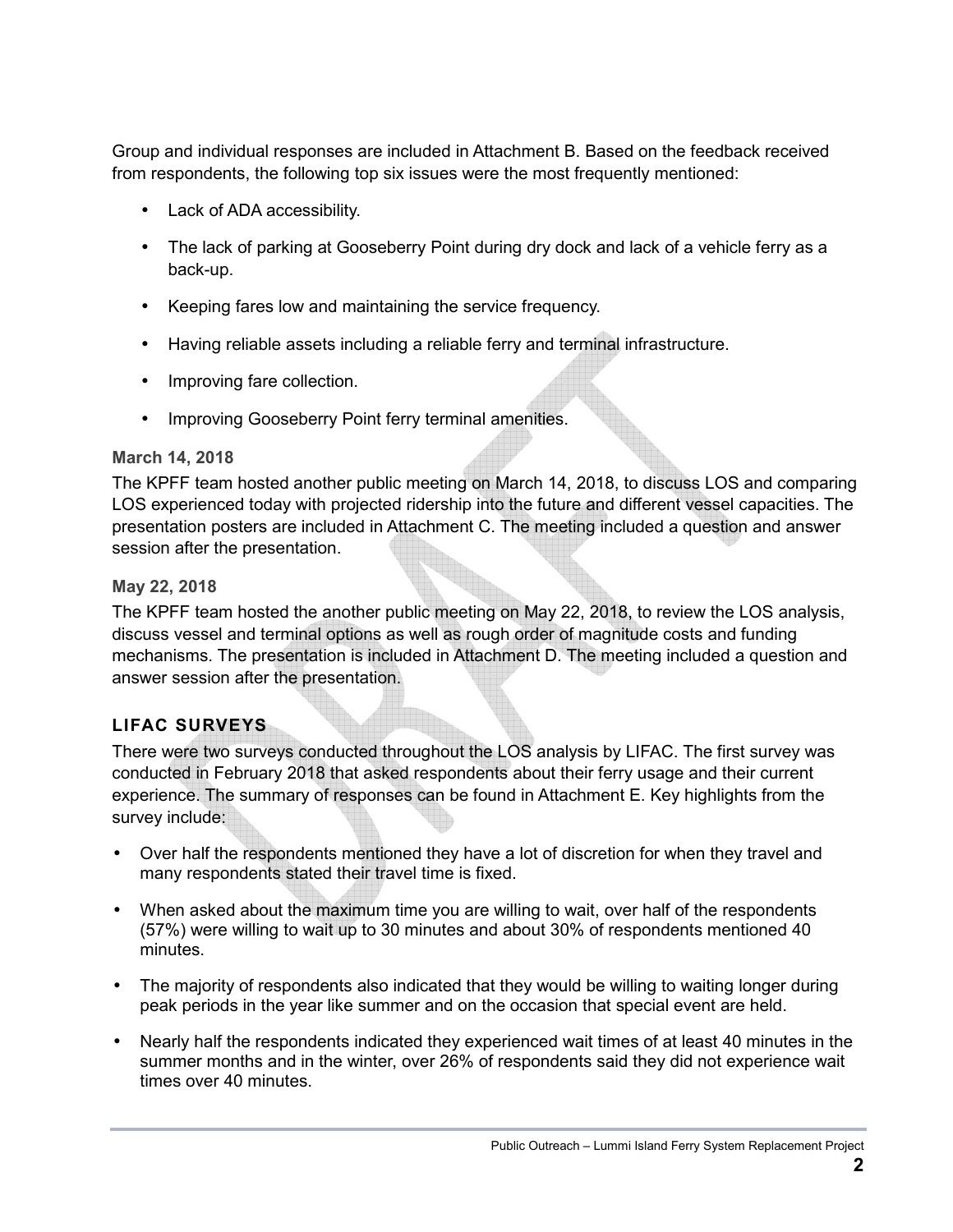Group and individual responses are included in Attachment B. Based on the feedback received from respondents, the following top six issues were the most frequently mentioned:

- Lack of ADA accessibility.
- The lack of parking at Gooseberry Point during dry dock and lack of a vehicle ferry as a back-up.
- Keeping fares low and maintaining the service frequency.
- Having reliable assets including a reliable ferry and terminal infrastructure.
- Improving fare collection.
- Improving Gooseberry Point ferry terminal amenities.

#### March 14, 2018

The KPFF team hosted another public meeting on March 14, 2018, to discuss LOS and comparing LOS experienced today with projected ridership into the future and different vessel capacities. The presentation posters are included in Attachment C. The meeting included a question and answer session after the presentation.

#### May 22, 2018

The KPFF team hosted the another public meeting on May 22, 2018, to review the LOS analysis, discuss vessel and terminal options as well as rough order of magnitude costs and funding mechanisms. The presentation is included in Attachment D. The meeting included a question and answer session after the presentation.

### LIFAC SURVEYS

There were two surveys conducted throughout the LOS analysis by LIFAC. The first survey was conducted in February 2018 that asked respondents about their ferry usage and their current experience. The summary of responses can be found in Attachment E. Key highlights from the survey include:

- Over half the respondents mentioned they have a lot of discretion for when they travel and many respondents stated their travel time is fixed.
- When asked about the maximum time you are willing to wait, over half of the respondents (57%) were willing to wait up to 30 minutes and about 30% of respondents mentioned 40 minutes.
- The majority of respondents also indicated that they would be willing to waiting longer during peak periods in the year like summer and on the occasion that special event are held.
- Nearly half the respondents indicated they experienced wait times of at least 40 minutes in the summer months and in the winter, over 26% of respondents said they did not experience wait times over 40 minutes.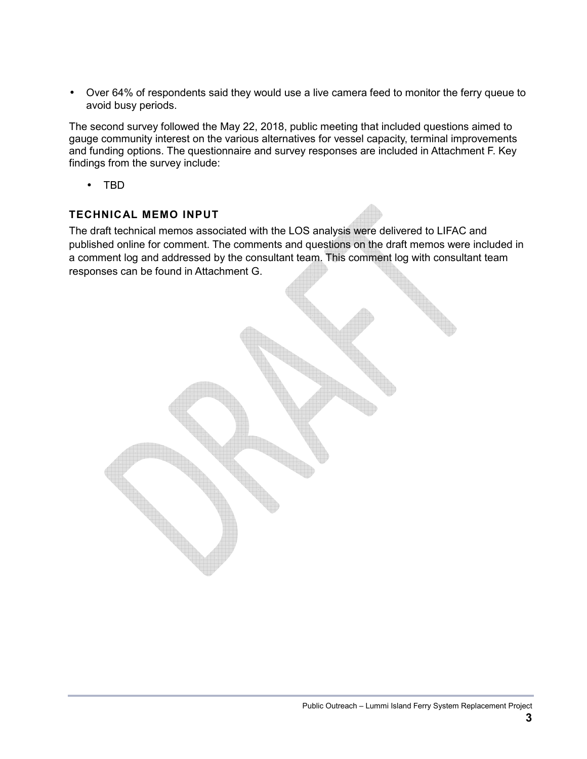- Over 64% of respondents said they would use a live camera feed to monitor the ferry queue to avoid busy periods.

The second survey followed the May 22, 2018, public meeting that included questions aimed to gauge community interest on the various alternatives for vessel capacity, terminal improvements and funding options. The questionnaire and survey responses are included in Attachment F. Key findings from the survey include:

- TBD

### TECHNICAL MEMO INPUT

The draft technical memos associated with the LOS analysis were delivered to LIFAC and published online for comment. The comments and questions on the draft memos were included in a comment log and addressed by the consultant team. This comment log with consultant team responses can be found in Attachment G.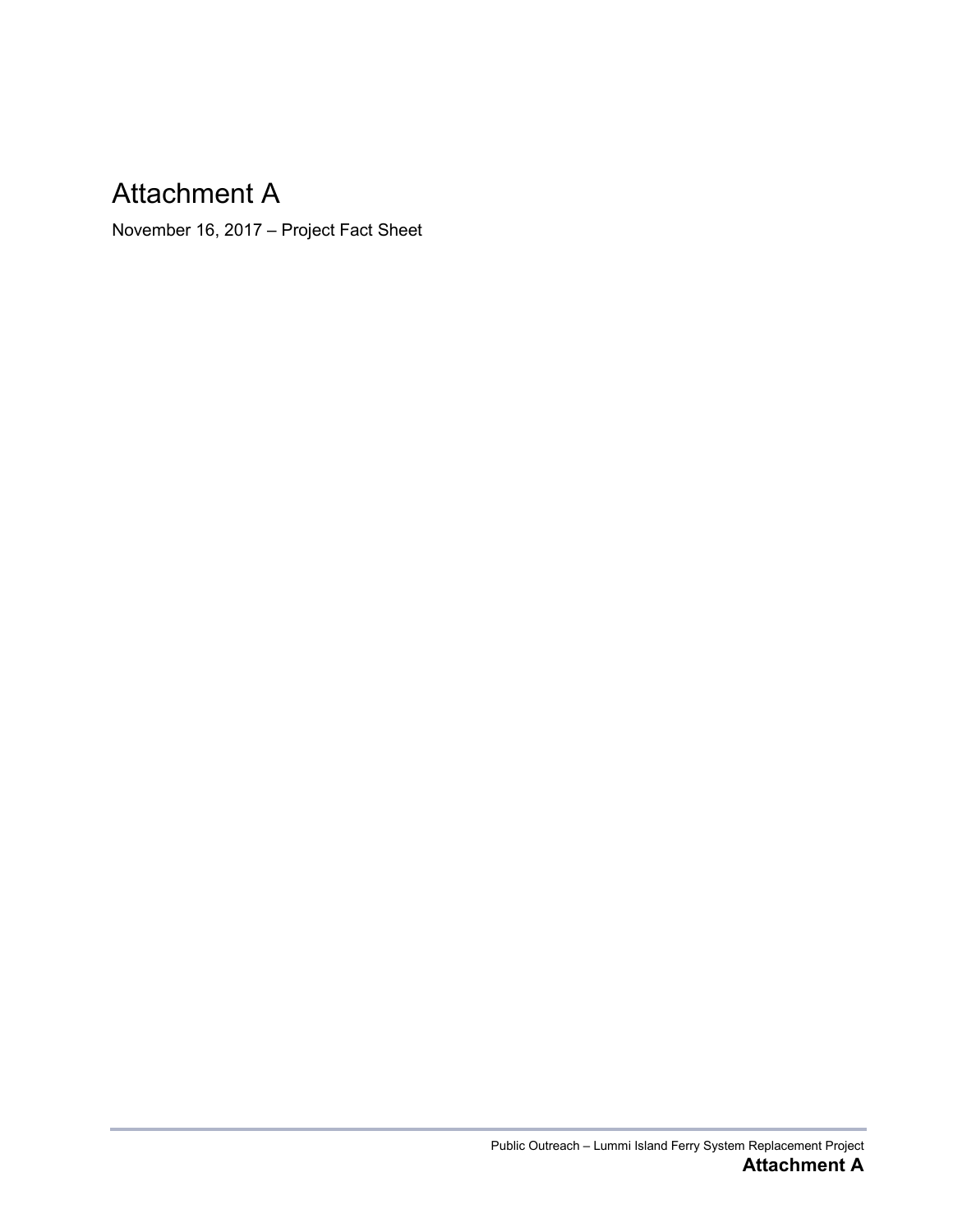# Attachment A

November 16, 2017 – Project Fact Sheet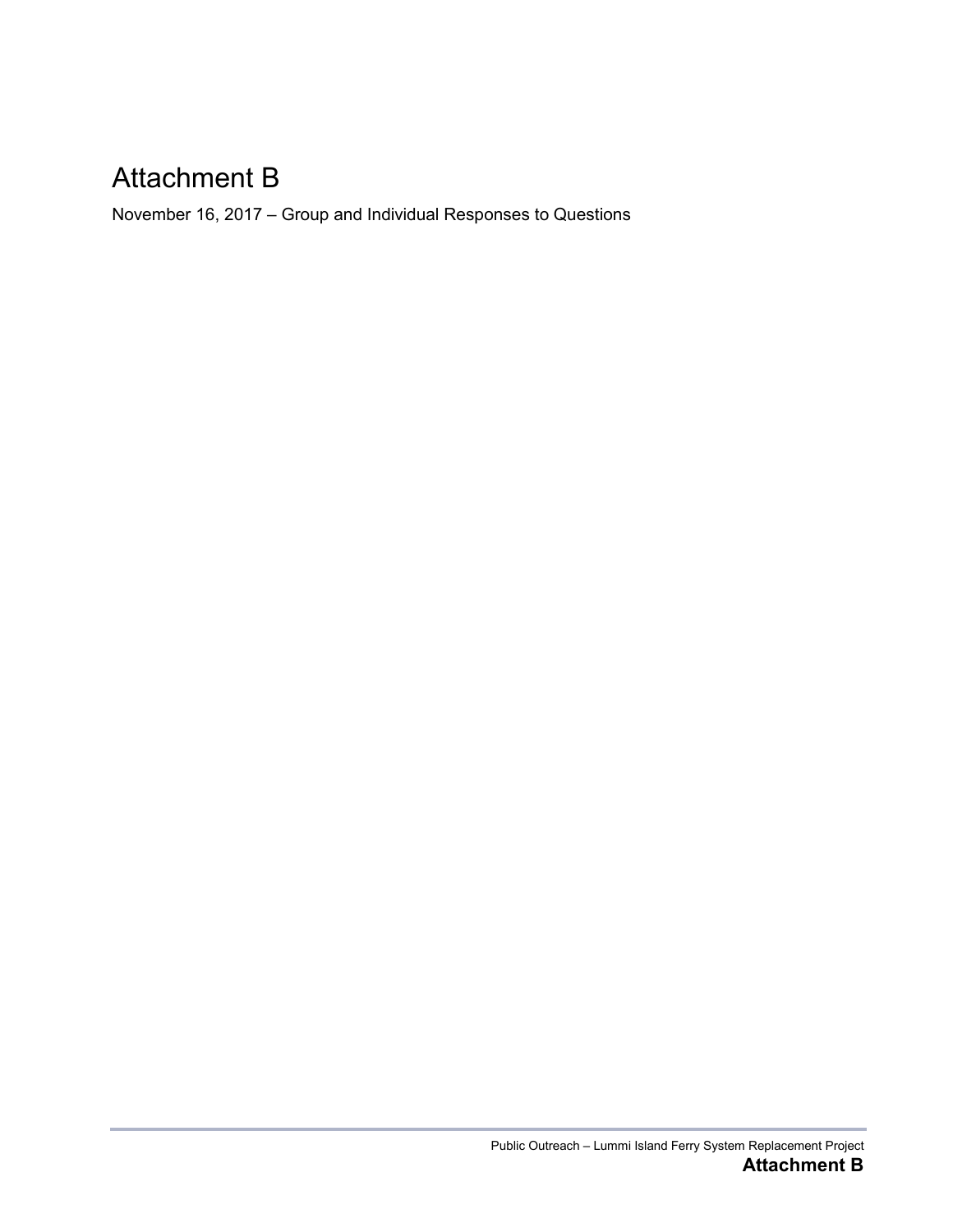# Attachment B

November 16, 2017 – Group and Individual Responses to Questions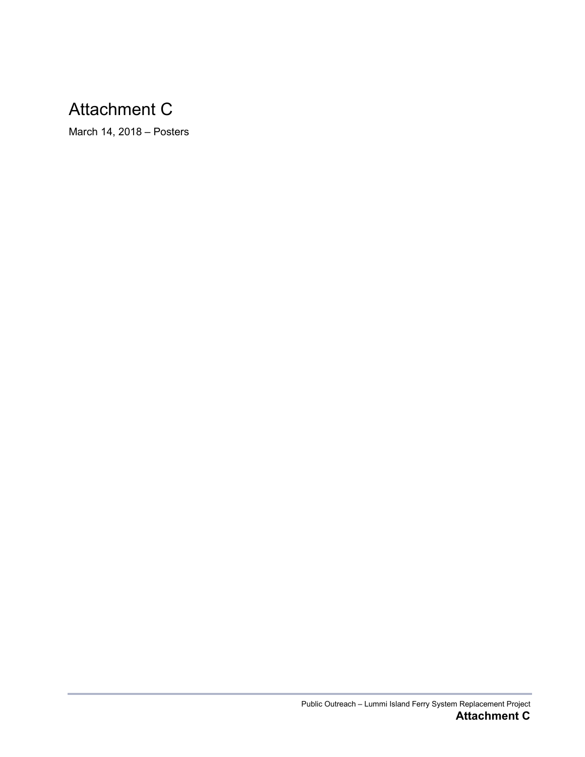# Attachment C

March 14, 2018 – Posters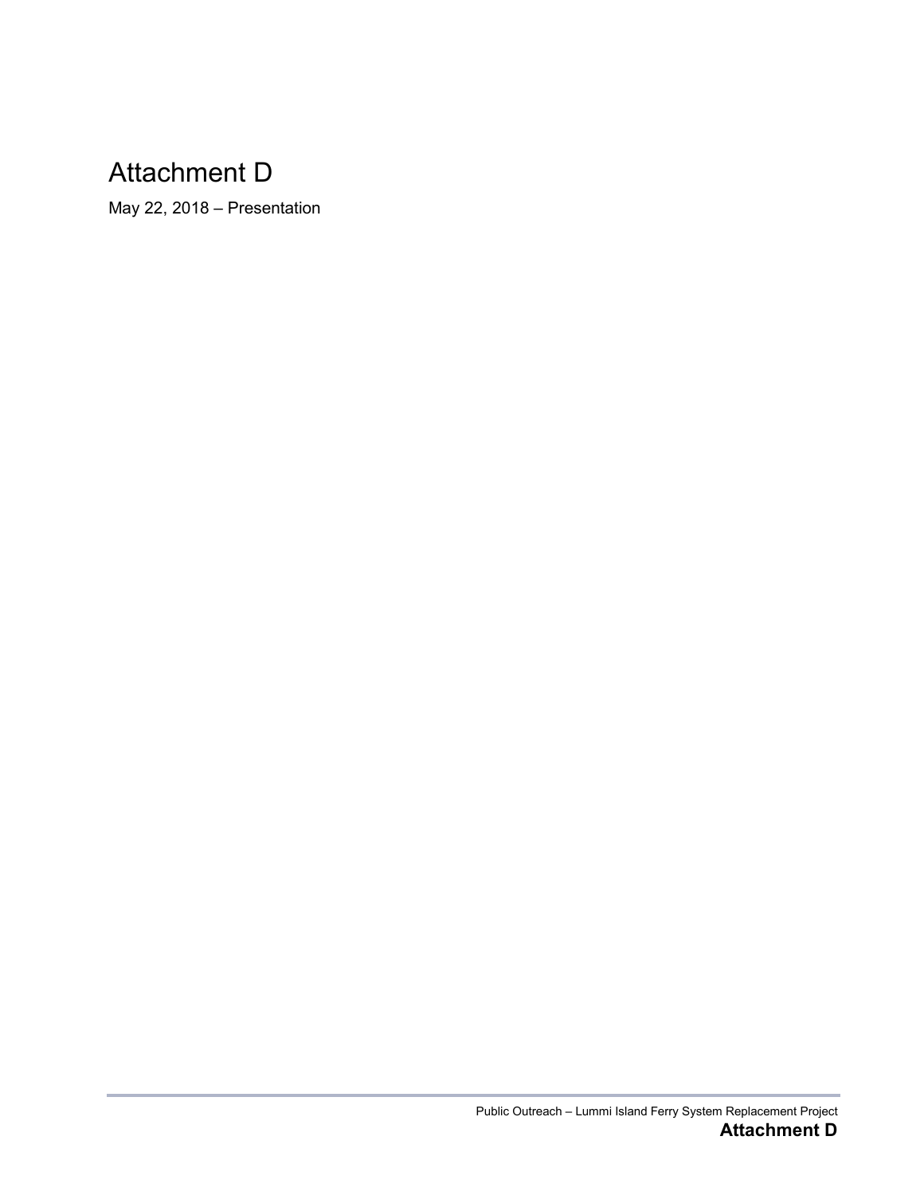# Attachment D

May 22, 2018 – Presentation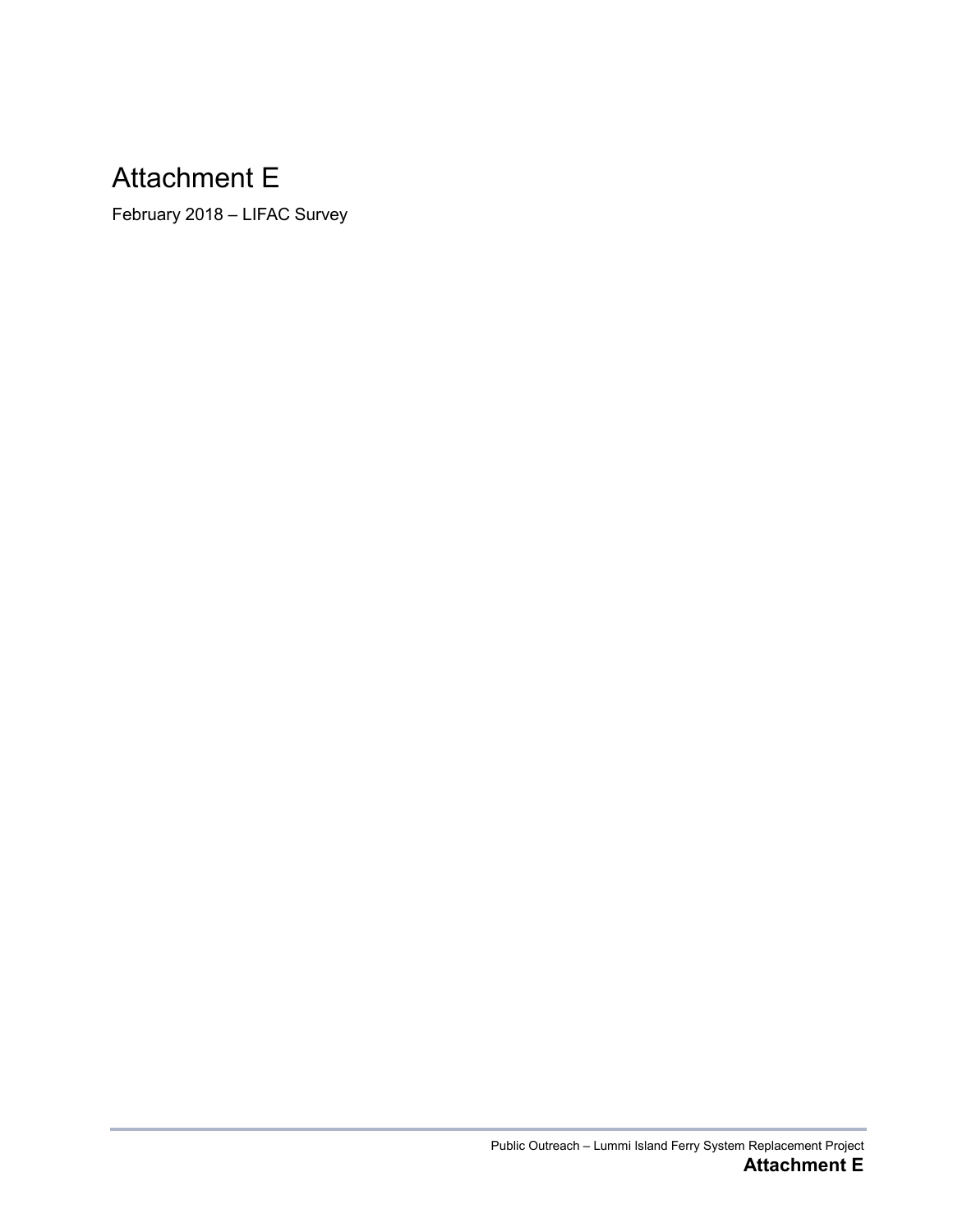# Attachment E

February 2018 – LIFAC Survey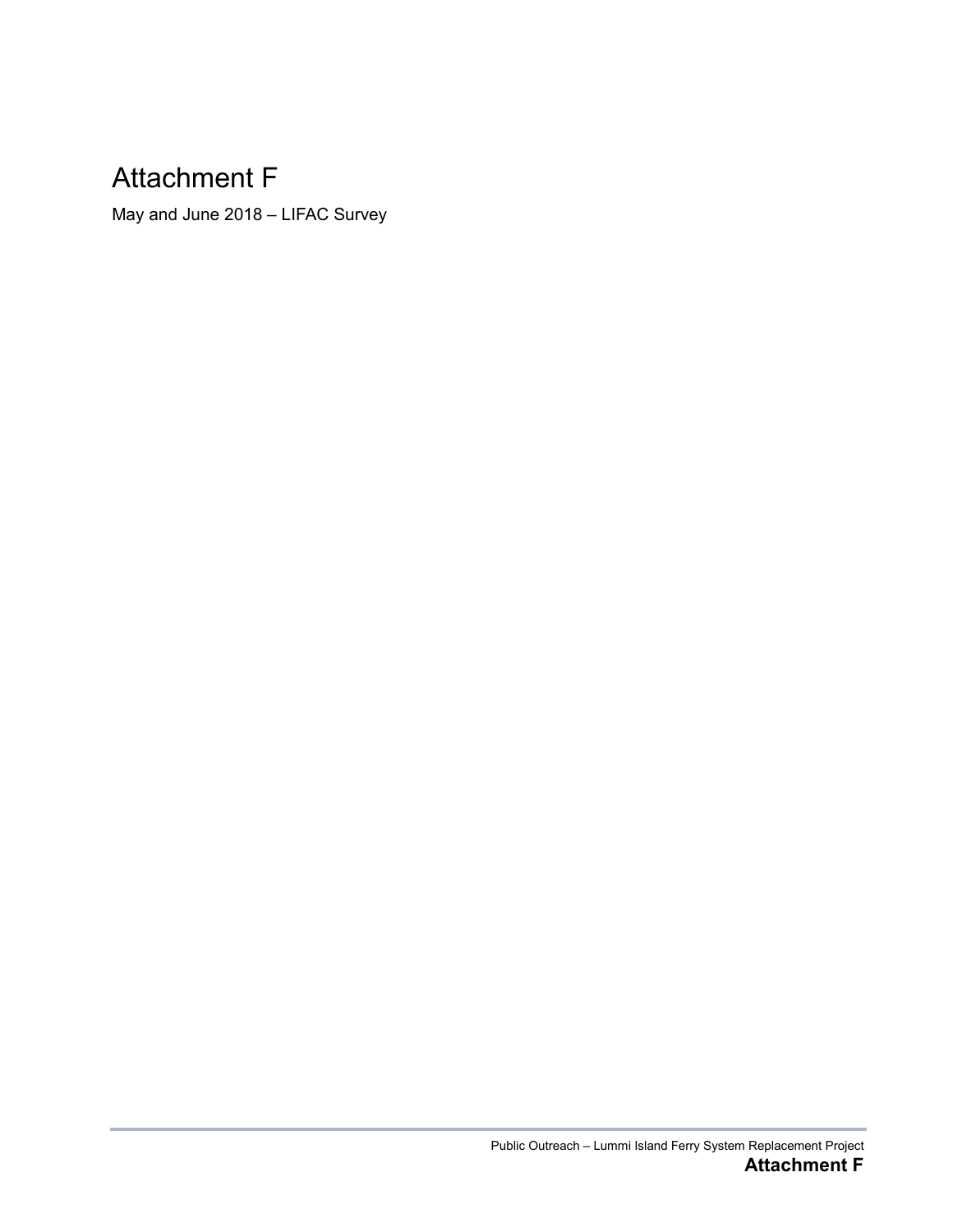# Attachment F

May and June 2018 – LIFAC Survey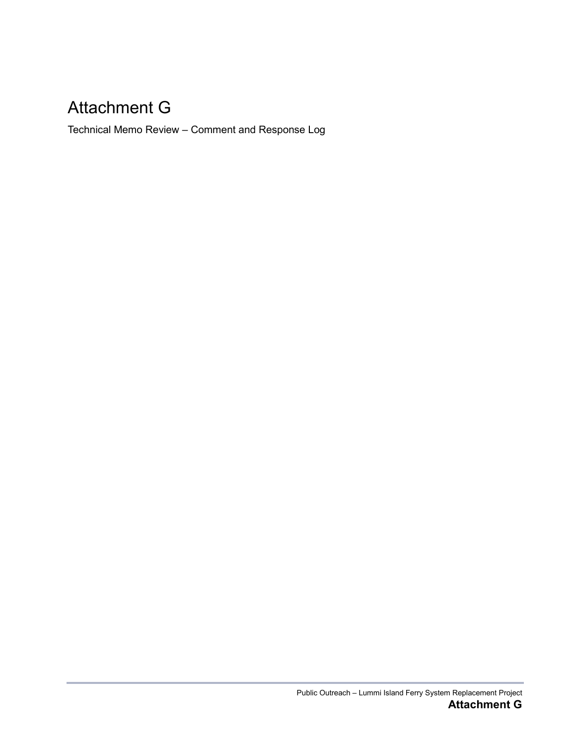# Attachment G

Technical Memo Review – Comment and Response Log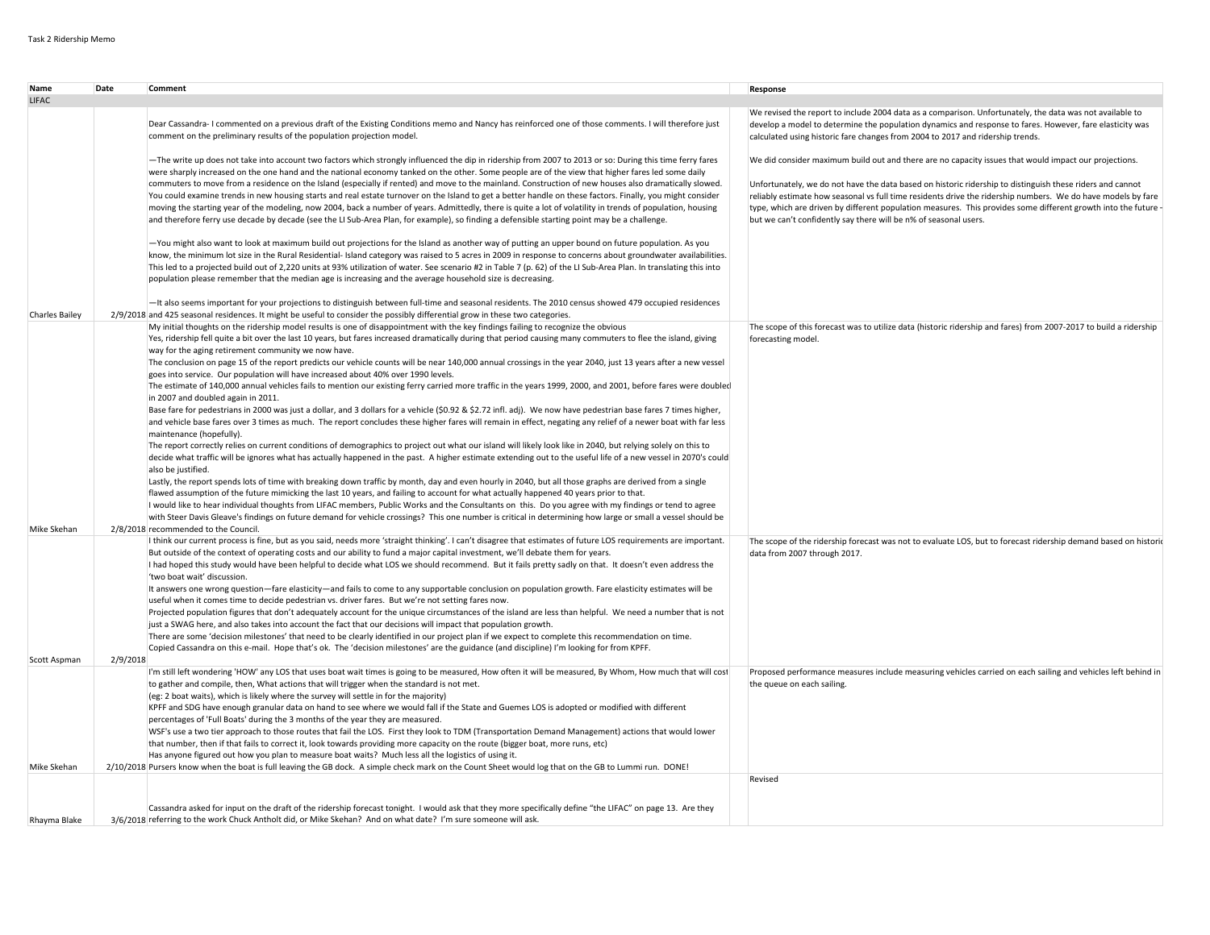Task 2 Ridership Memo

| Name | Date | Comment | Response |
|---|---|---|---|
| LIFAC | | | |
| Charles Bailey | 2/9/2018 | Dear Cassandra- I commented on a previous draft of the Existing Conditions memo and Nancy has reinforced one of those comments. I will therefore just comment on the preliminary results of the population projection model.<br><br>—The write up does not take into account two factors which strongly influenced the dip in ridership from 2007 to 2013 or so: During this time ferry fares were sharply increased on the one hand and the national economy tanked on the other. Some people are of the view that higher fares led some daily commuters to move from a residence on the Island (especially if rented) and move to the mainland. Construction of new houses also dramatically slowed. You could examine trends in new housing starts and real estate turnover on the Island to get a better handle on these factors. Finally, you might consider moving the starting year of the modeling, now 2004, back a number of years. Admittedly, there is quite a lot of volatility in trends of population, housing and therefore ferry use decade by decade (see the LI Sub-Area Plan, for example), so finding a defensible starting point may be a challenge.<br><br>—You might also want to look at maximum build out projections for the Island as another way of putting an upper bound on future population. As you know, the minimum lot size in the Rural Residential- Island category was raised to 5 acres in 2009 in response to concerns about groundwater availabilities. This led to a projected build out of 2,220 units at 93% utilization of water. See scenario #2 in Table 7 (p. 62) of the LI Sub-Area Plan. In translating this into population please remember that the median age is increasing and the average household size is decreasing.<br><br>—It also seems important for your projections to distinguish between full-time and seasonal residents. The 2010 census showed 479 occupied residences and 425 seasonal residences. It might be useful to consider the possibly differential grow in these two categories. | We revised the report to include 2004 data as a comparison. Unfortunately, the data was not available to develop a model to determine the population dynamics and response to fares. However, fare elasticity was calculated using historic fare changes from 2004 to 2017 and ridership trends.<br><br>We did consider maximum build out and there are no capacity issues that would impact our projections.<br><br>Unfortunately, we do not have the data based on historic ridership to distinguish these riders and cannot reliably estimate how seasonal vs full time residents drive the ridership numbers. We do have models by fare type, which are driven by different population measures. This provides some different growth into the future - but we can't confidently say there will be n% of seasonal users. |
| Mike Skehan | 2/8/2018 | My initial thoughts on the ridership model results is one of disappointment with the key findings failing to recognize the obvious<br>Yes, ridership fell quite a bit over the last 10 years, but fares increased dramatically during that period causing many commuters to flee the island, giving way for the aging retirement community we now have.<br>The conclusion on page 15 of the report predicts our vehicle counts will be near 140,000 annual crossings in the year 2040, just 13 years after a new vessel goes into service. Our population will have increased about 40% over 1990 levels.<br>The estimate of 140,000 annual vehicles fails to mention our existing ferry carried more traffic in the years 1999, 2000, and 2001, before fares were doubled in 2007 and doubled again in 2011.<br>Base fare for pedestrians in 2000 was just a dollar, and 3 dollars for a vehicle ($0.92 & $2.72 infl. adj). We now have pedestrian base fares 7 times higher, and vehicle base fares over 3 times as much. The report concludes these higher fares will remain in effect, negating any relief of a newer boat with far less maintenance (hopefully).<br>The report correctly relies on current conditions of demographics to project out what our island will likely look like in 2040, but relying solely on this to decide what traffic will be ignores what has actually happened in the past. A higher estimate extending out to the useful life of a new vessel in 2070's could also be justified.<br>Lastly, the report spends lots of time with breaking down traffic by month, day and even hourly in 2040, but all those graphs are derived from a single flawed assumption of the future mimicking the last 10 years, and failing to account for what actually happened 40 years prior to that.<br>I would like to hear individual thoughts from LIFAC members, Public Works and the Consultants on this. Do you agree with my findings or tend to agree with Steer Davis Gleave's findings on future demand for vehicle crossings? This one number is critical in determining how large or small a vessel should be recommended to the Council. | The scope of this forecast was to utilize data (historic ridership and fares) from 2007-2017 to build a ridership forecasting model. |
| Scott Aspman | 2/9/2018 | I think our current process is fine, but as you said, needs more 'straight thinking'. I can't disagree that estimates of future LOS requirements are important. But outside of the context of operating costs and our ability to fund a major capital investment, we'll debate them for years.<br>I had hoped this study would have been helpful to decide what LOS we should recommend. But it fails pretty sadly on that. It doesn't even address the 'two boat wait' discussion.<br>It answers one wrong question—fare elasticity—and fails to come to any supportable conclusion on population growth. Fare elasticity estimates will be useful when it comes time to decide pedestrian vs. driver fares. But we're not setting fares now.<br>Projected population figures that don't adequately account for the unique circumstances of the island are less than helpful. We need a number that is not just a SWAG here, and also takes into account the fact that our decisions will impact that population growth.<br>There are some 'decision milestones' that need to be clearly identified in our project plan if we expect to complete this recommendation on time.<br>Copied Cassandra on this e-mail. Hope that's ok. The 'decision milestones' are the guidance (and discipline) I'm looking for from KPFF. | The scope of the ridership forecast was not to evaluate LOS, but to forecast ridership demand based on historic data from 2007 through 2017. |
| Mike Skehan | 2/10/2018 | I'm still left wondering 'HOW' any LOS that uses boat wait times is going to be measured, How often it will be measured, By Whom, How much that will cost to gather and compile, then, What actions that will trigger when the standard is not met.<br>(eg: 2 boat waits), which is likely where the survey will settle in for the majority)<br>KPFF and SDG have enough granular data on hand to see where we would fall if the State and Guemes LOS is adopted or modified with different percentages of 'Full Boats' during the 3 months of the year they are measured.<br>WSF's use a two tier approach to those routes that fail the LOS. First they look to TDM (Transportation Demand Management) actions that would lower that number, then if that fails to correct it, look towards providing more capacity on the route (bigger boat, more runs, etc)<br>Has anyone figured out how you plan to measure boat waits? Much less all the logistics of using it.<br>Pursers know when the boat is full leaving the GB dock. A simple check mark on the Count Sheet would log that on the GB to Lummi run. DONE! | Proposed performance measures include measuring vehicles carried on each sailing and vehicles left behind in the queue on each sailing. |
| Rhayma Blake | 3/6/2018 | Cassandra asked for input on the draft of the ridership forecast tonight. I would ask that they more specifically define "the LIFAC" on page 13. Are they referring to the work Chuck Antholt did, or Mike Skehan? And on what date? I'm sure someone will ask. | Revised |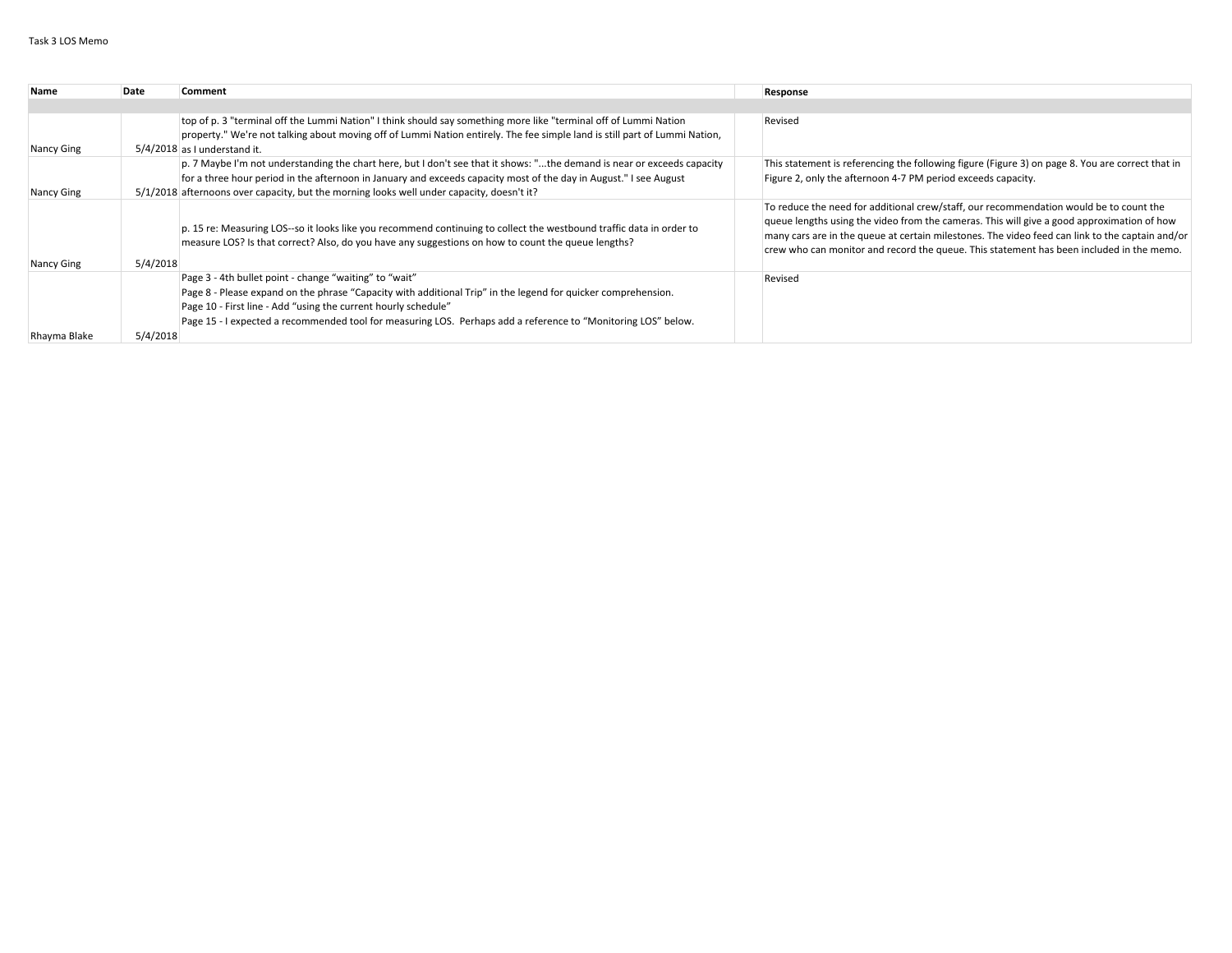Task 3 LOS Memo

| Name | Date | Comment | | Response |
|---|---|---|---|---|
| | | | | |
| Nancy Ging | 5/4/2018 | top of p. 3 "terminal off the Lummi Nation" I think should say something more like "terminal off of Lummi Nation property." We're not talking about moving off of Lummi Nation entirely. The fee simple land is still part of Lummi Nation, as I understand it. | | Revised |
| Nancy Ging | 5/1/2018 | p. 7 Maybe I'm not understanding the chart here, but I don't see that it shows: "...the demand is near or exceeds capacity for a three hour period in the afternoon in January and exceeds capacity most of the day in August." I see August afternoons over capacity, but the morning looks well under capacity, doesn't it? | | This statement is referencing the following figure (Figure 3) on page 8. You are correct that in Figure 2, only the afternoon 4-7 PM period exceeds capacity. |
| Nancy Ging | 5/4/2018 | p. 15 re: Measuring LOS--so it looks like you recommend continuing to collect the westbound traffic data in order to measure LOS? Is that correct? Also, do you have any suggestions on how to count the queue lengths? | | To reduce the need for additional crew/staff, our recommendation would be to count the queue lengths using the video from the cameras. This will give a good approximation of how many cars are in the queue at certain milestones. The video feed can link to the captain and/or crew who can monitor and record the queue. This statement has been included in the memo. |
| Rhayma Blake | 5/4/2018 | Page 3 - 4th bullet point - change "waiting" to "wait"<br>Page 8 - Please expand on the phrase "Capacity with additional Trip" in the legend for quicker comprehension.<br>Page 10 - First line - Add "using the current hourly schedule"<br>Page 15 - I expected a recommended tool for measuring LOS. Perhaps add a reference to "Monitoring LOS" below. | | Revised |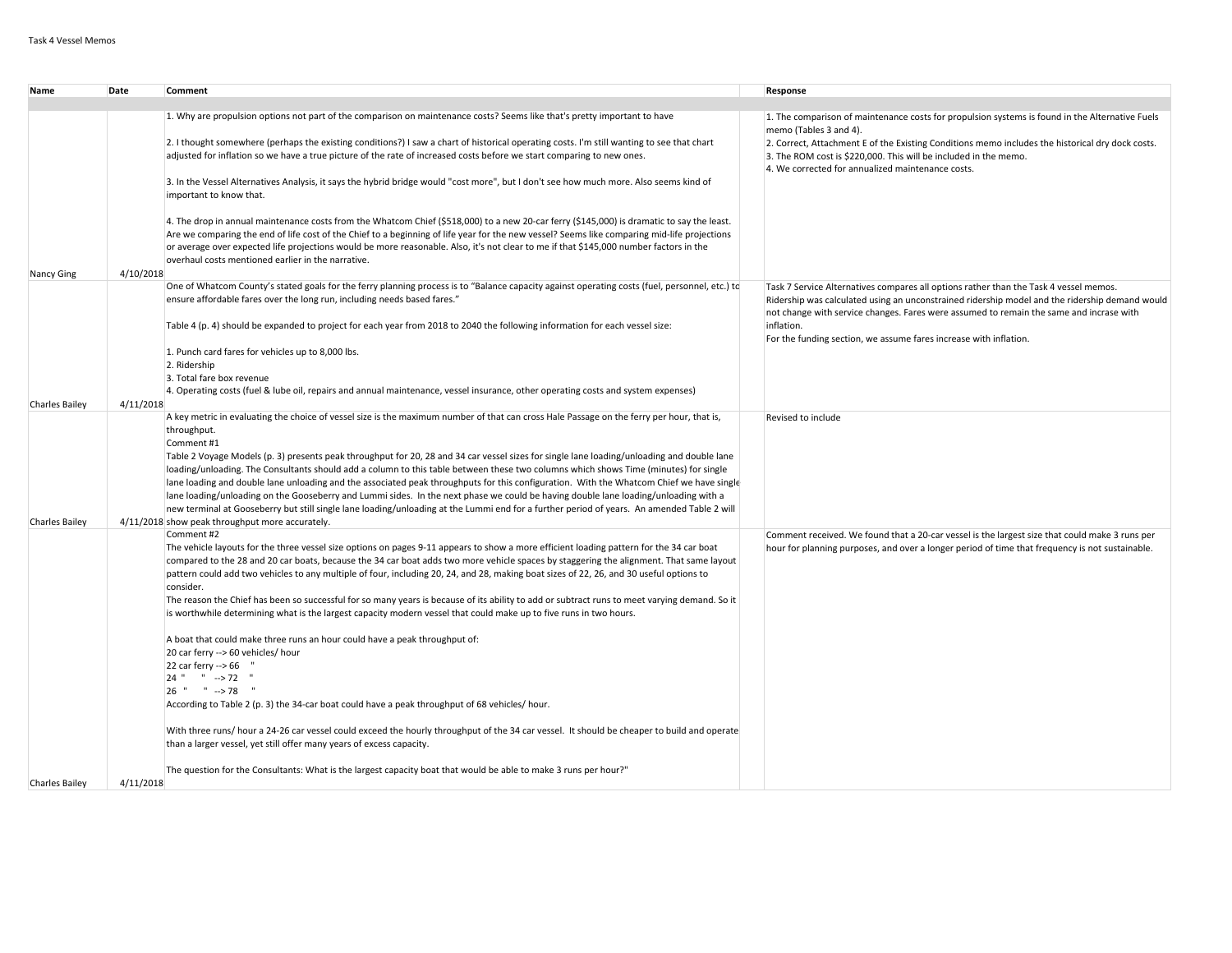Task 4 Vessel Memos

| Name | Date | Comment | | Response |
|---|---|---|---|---|
| | | | | |
| Nancy Ging | 4/10/2018 | 1. Why are propulsion options not part of the comparison on maintenance costs? Seems like that's pretty important to have<br><br>2. I thought somewhere (perhaps the existing conditions?) I saw a chart of historical operating costs. I'm still wanting to see that chart adjusted for inflation so we have a true picture of the rate of increased costs before we start comparing to new ones.<br><br>3. In the Vessel Alternatives Analysis, it says the hybrid bridge would "cost more", but I don't see how much more. Also seems kind of important to know that.<br><br>4. The drop in annual maintenance costs from the Whatcom Chief ($518,000) to a new 20-car ferry ($145,000) is dramatic to say the least. Are we comparing the end of life cost of the Chief to a beginning of life year for the new vessel? Seems like comparing mid-life projections or average over expected life projections would be more reasonable. Also, it's not clear to me if that $145,000 number factors in the overhaul costs mentioned earlier in the narrative. | | 1. The comparison of maintenance costs for propulsion systems is found in the Alternative Fuels memo (Tables 3 and 4).<br>2. Correct, Attachment E of the Existing Conditions memo includes the historical dry dock costs.<br>3. The ROM cost is $220,000. This will be included in the memo.<br>4. We corrected for annualized maintenance costs. |
| Charles Bailey | 4/11/2018 | One of Whatcom County's stated goals for the ferry planning process is to "Balance capacity against operating costs (fuel, personnel, etc.) to ensure affordable fares over the long run, including needs based fares."<br><br>Table 4 (p. 4) should be expanded to project for each year from 2018 to 2040 the following information for each vessel size:<br><br>1. Punch card fares for vehicles up to 8,000 lbs.<br>2. Ridership<br>3. Total fare box revenue<br>4. Operating costs (fuel & lube oil, repairs and annual maintenance, vessel insurance, other operating costs and system expenses) | | Task 7 Service Alternatives compares all options rather than the Task 4 vessel memos.<br>Ridership was calculated using an unconstrained ridership model and the ridership demand would not change with service changes. Fares were assumed to remain the same and incrase with inflation.<br>For the funding section, we assume fares increase with inflation. |
| Charles Bailey | 4/11/2018 | A key metric in evaluating the choice of vessel size is the maximum number of that can cross Hale Passage on the ferry per hour, that is, throughput.<br>Comment #1<br>Table 2 Voyage Models (p. 3) presents peak throughput for 20, 28 and 34 car vessel sizes for single lane loading/unloading and double lane loading/unloading. The Consultants should add a column to this table between these two columns which shows Time (minutes) for single lane loading and double lane unloading and the associated peak throughputs for this configuration. With the Whatcom Chief we have single lane loading/unloading on the Gooseberry and Lummi sides. In the next phase we could be having double lane loading/unloading with a new terminal at Gooseberry but still single lane loading/unloading at the Lummi end for a further period of years. An amended Table 2 will show peak throughput more accurately. | | Revised to include |
| Charles Bailey | 4/11/2018 | Comment #2<br>The vehicle layouts for the three vessel size options on pages 9-11 appears to show a more efficient loading pattern for the 34 car boat compared to the 28 and 20 car boats, because the 34 car boat adds two more vehicle spaces by staggering the alignment. That same layout pattern could add two vehicles to any multiple of four, including 20, 24, and 28, making boat sizes of 22, 26, and 30 useful options to consider.<br>The reason the Chief has been so successful for so many years is because of its ability to add or subtract runs to meet varying demand. So it is worthwhile determining what is the largest capacity modern vessel that could make up to five runs in two hours.<br><br>A boat that could make three runs an hour could have a peak throughput of:<br>20 car ferry --> 60 vehicles/ hour<br>22 car ferry --> 66 "<br>24 " " --> 72 "<br>26 " " --> 78 "<br>According to Table 2 (p. 3) the 34-car boat could have a peak throughput of 68 vehicles/ hour.<br><br>With three runs/ hour a 24-26 car vessel could exceed the hourly throughput of the 34 car vessel. It should be cheaper to build and operate than a larger vessel, yet still offer many years of excess capacity.<br><br>The question for the Consultants: What is the largest capacity boat that would be able to make 3 runs per hour?" | | Comment received. We found that a 20-car vessel is the largest size that could make 3 runs per hour for planning purposes, and over a longer period of time that frequency is not sustainable. |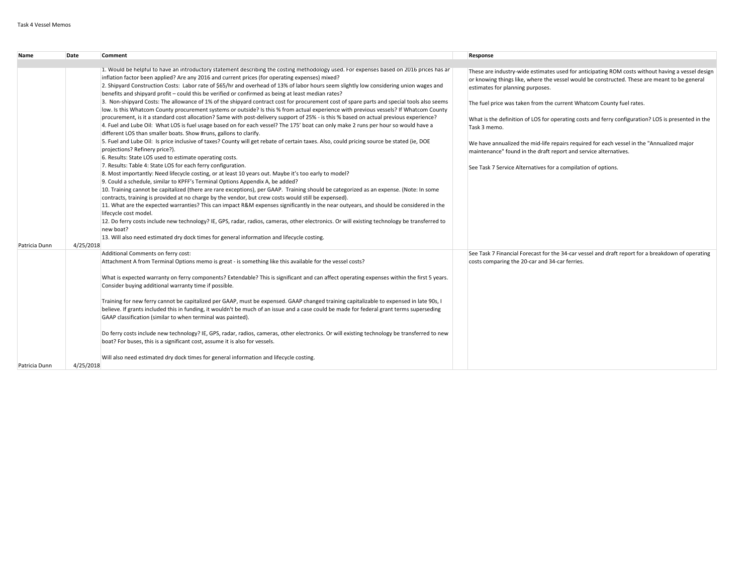Task 4 Vessel Memos

| Name | Date | Comment | Response |
|---|---|---|---|
| | | | |
| Patricia Dunn | 4/25/2018 | 1. Would be helpful to have an introductory statement describing the costing methodology used. For expenses based on 2016 prices has an inflation factor been applied? Are any 2016 and current prices (for operating expenses) mixed?<br>2. Shipyard Construction Costs: Labor rate of $65/hr and overhead of 13% of labor hours seem slightly low considering union wages and benefits and shipyard profit – could this be verified or confirmed as being at least median rates?<br>3. Non-shipyard Costs: The allowance of 1% of the shipyard contract cost for procurement cost of spare parts and special tools also seems low. Is this Whatcom County procurement systems or outside? Is this % from actual experience with previous vessels? If Whatcom County procurement, is it a standard cost allocation? Same with post-delivery support of 25% - is this % based on actual previous experience?<br>4. Fuel and Lube Oil: What LOS is fuel usage based on for each vessel? The 175' boat can only make 2 runs per hour so would have a different LOS than smaller boats. Show #runs, gallons to clarify.<br>5. Fuel and Lube Oil: Is price inclusive of taxes? County will get rebate of certain taxes. Also, could pricing source be stated (ie, DOE projections? Refinery price?).<br>6. Results: State LOS used to estimate operating costs.<br>7. Results: Table 4: State LOS for each ferry configuration.<br>8. Most importantly: Need lifecycle costing, or at least 10 years out. Maybe it's too early to model?<br>9. Could a schedule, similar to KPFF's Terminal Options Appendix A, be added?<br>10. Training cannot be capitalized (there are rare exceptions), per GAAP. Training should be categorized as an expense. (Note: In some contracts, training is provided at no charge by the vendor, but crew costs would still be expensed).<br>11. What are the expected warranties? This can impact R&M expenses significantly in the near outyears, and should be considered in the lifecycle cost model.<br>12. Do ferry costs include new technology? IE, GPS, radar, radios, cameras, other electronics. Or will existing technology be transferred to new boat?<br>13. Will also need estimated dry dock times for general information and lifecycle costing. | These are industry-wide estimates used for anticipating ROM costs without having a vessel design or knowing things like, where the vessel would be constructed. These are meant to be general estimates for planning purposes.<br><br>The fuel price was taken from the current Whatcom County fuel rates.<br><br>What is the definition of LOS for operating costs and ferry configuration? LOS is presented in the Task 3 memo.<br><br>We have annualized the mid-life repairs required for each vessel in the "Annualized major maintenance" found in the draft report and service alternatives.<br><br>See Task 7 Service Alternatives for a compilation of options. |
| Patricia Dunn | 4/25/2018 | Additional Comments on ferry cost:<br>Attachment A from Terminal Options memo is great - is something like this available for the vessel costs?<br><br>What is expected warranty on ferry components? Extendable? This is significant and can affect operating expenses within the first 5 years. Consider buying additional warranty time if possible.<br><br>Training for new ferry cannot be capitalized per GAAP, must be expensed. GAAP changed training capitalizable to expensed in late 90s, I believe. If grants included this in funding, it wouldn't be much of an issue and a case could be made for federal grant terms superseding GAAP classification (similar to when terminal was painted).<br><br>Do ferry costs include new technology? IE, GPS, radar, radios, cameras, other electronics. Or will existing technology be transferred to new boat? For buses, this is a significant cost, assume it is also for vessels.<br><br>Will also need estimated dry dock times for general information and lifecycle costing. | See Task 7 Financial Forecast for the 34-car vessel and draft report for a breakdown of operating costs comparing the 20-car and 34-car ferries. |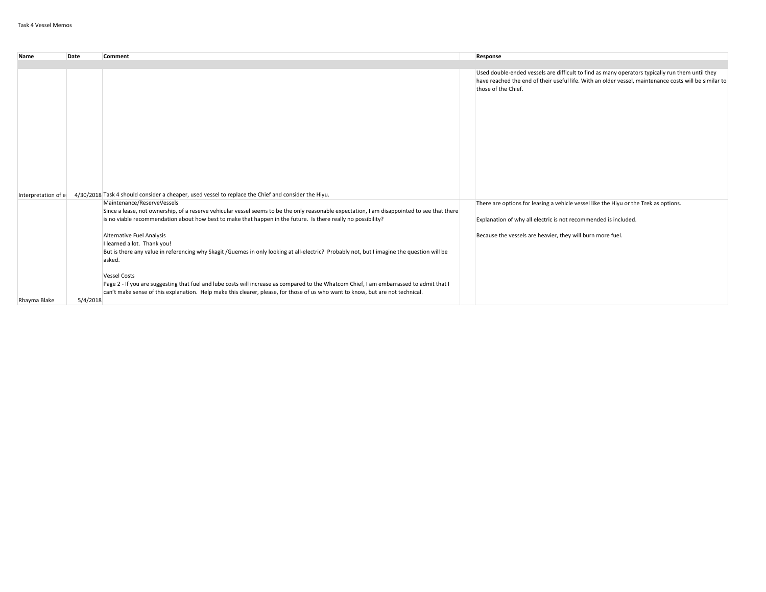Task 4 Vessel Memos

| Name | Date | Comment | | Response |
|---|---|---|---|---|
| | | | | |
| Interpretation of e | 4/30/2018 | Task 4 should consider a cheaper, used vessel to replace the Chief and consider the Hiyu. | | Used double-ended vessels are difficult to find as many operators typically run them until they have reached the end of their useful life. With an older vessel, maintenance costs will be similar to those of the Chief. |
| Rhayma Blake | 5/4/2018 | Maintenance/ReserveVessels<br>Since a lease, not ownership, of a reserve vehicular vessel seems to be the only reasonable expectation, I am disappointed to see that there is no viable recommendation about how best to make that happen in the future. Is there really no possibility?<br><br>Alternative Fuel Analysis<br>I learned a lot. Thank you!<br>But is there any value in referencing why Skagit /Guemes in only looking at all-electric? Probably not, but I imagine the question will be asked.<br><br>Vessel Costs<br>Page 2 - If you are suggesting that fuel and lube costs will increase as compared to the Whatcom Chief, I am embarrassed to admit that I can't make sense of this explanation. Help make this clearer, please, for those of us who want to know, but are not technical. | | There are options for leasing a vehicle vessel like the Hiyu or the Trek as options.<br><br>Explanation of why all electric is not recommended is included.<br><br>Because the vessels are heavier, they will burn more fuel. |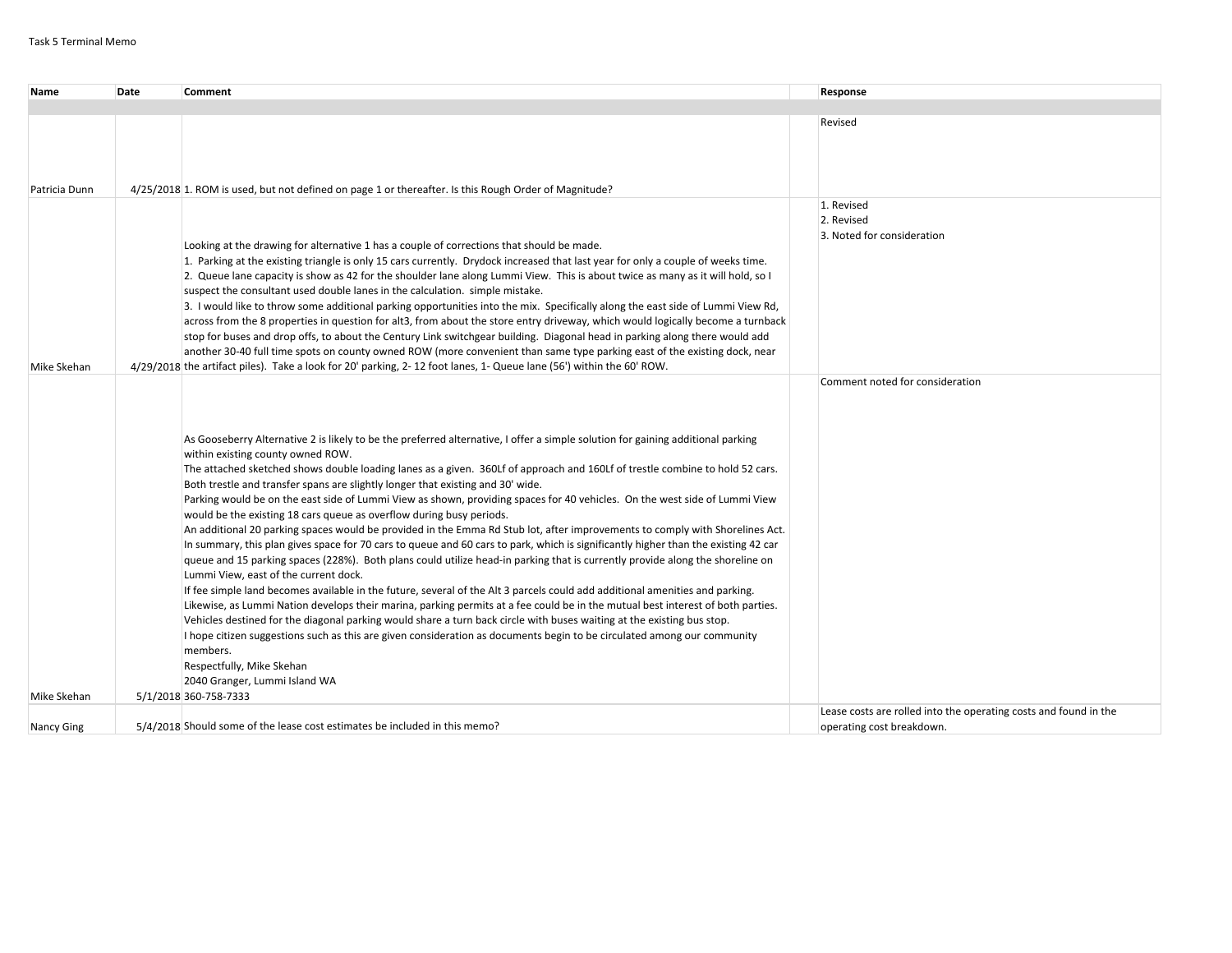Task 5 Terminal Memo

| Name | Date | Comment | | Response |
|---|---|---|---|---|
| | | | | |
| Patricia Dunn | 4/25/2018 | 1. ROM is used, but not defined on page 1 or thereafter. Is this Rough Order of Magnitude? | | Revised |
| Mike Skehan | 4/29/2018 | Looking at the drawing for alternative 1 has a couple of corrections that should be made.<br>1. Parking at the existing triangle is only 15 cars currently. Drydock increased that last year for only a couple of weeks time.<br>2. Queue lane capacity is show as 42 for the shoulder lane along Lummi View. This is about twice as many as it will hold, so I suspect the consultant used double lanes in the calculation. simple mistake.<br>3. I would like to throw some additional parking opportunities into the mix. Specifically along the east side of Lummi View Rd, across from the 8 properties in question for alt3, from about the store entry driveway, which would logically become a turnback stop for buses and drop offs, to about the Century Link switchgear building. Diagonal head in parking along there would add another 30-40 full time spots on county owned ROW (more convenient than same type parking east of the existing dock, near the artifact piles). Take a look for 20' parking, 2- 12 foot lanes, 1- Queue lane (56') within the 60' ROW. | | 1. Revised<br>2. Revised<br>3. Noted for consideration |
| Mike Skehan | 5/1/2018 | As Gooseberry Alternative 2 is likely to be the preferred alternative, I offer a simple solution for gaining additional parking within existing county owned ROW.<br>The attached sketched shows double loading lanes as a given. 360Lf of approach and 160Lf of trestle combine to hold 52 cars. Both trestle and transfer spans are slightly longer that existing and 30' wide.<br>Parking would be on the east side of Lummi View as shown, providing spaces for 40 vehicles. On the west side of Lummi View would be the existing 18 cars queue as overflow during busy periods.<br>An additional 20 parking spaces would be provided in the Emma Rd Stub lot, after improvements to comply with Shorelines Act. In summary, this plan gives space for 70 cars to queue and 60 cars to park, which is significantly higher than the existing 42 car queue and 15 parking spaces (228%). Both plans could utilize head-in parking that is currently provide along the shoreline on Lummi View, east of the current dock.<br>If fee simple land becomes available in the future, several of the Alt 3 parcels could add additional amenities and parking. Likewise, as Lummi Nation develops their marina, parking permits at a fee could be in the mutual best interest of both parties. Vehicles destined for the diagonal parking would share a turn back circle with buses waiting at the existing bus stop.<br>I hope citizen suggestions such as this are given consideration as documents begin to be circulated among our community members.<br>Respectfully, Mike Skehan<br>2040 Granger, Lummi Island WA<br>360-758-7333 | | Comment noted for consideration |
| Nancy Ging | 5/4/2018 | Should some of the lease cost estimates be included in this memo? | | Lease costs are rolled into the operating costs and found in the operating cost breakdown. |